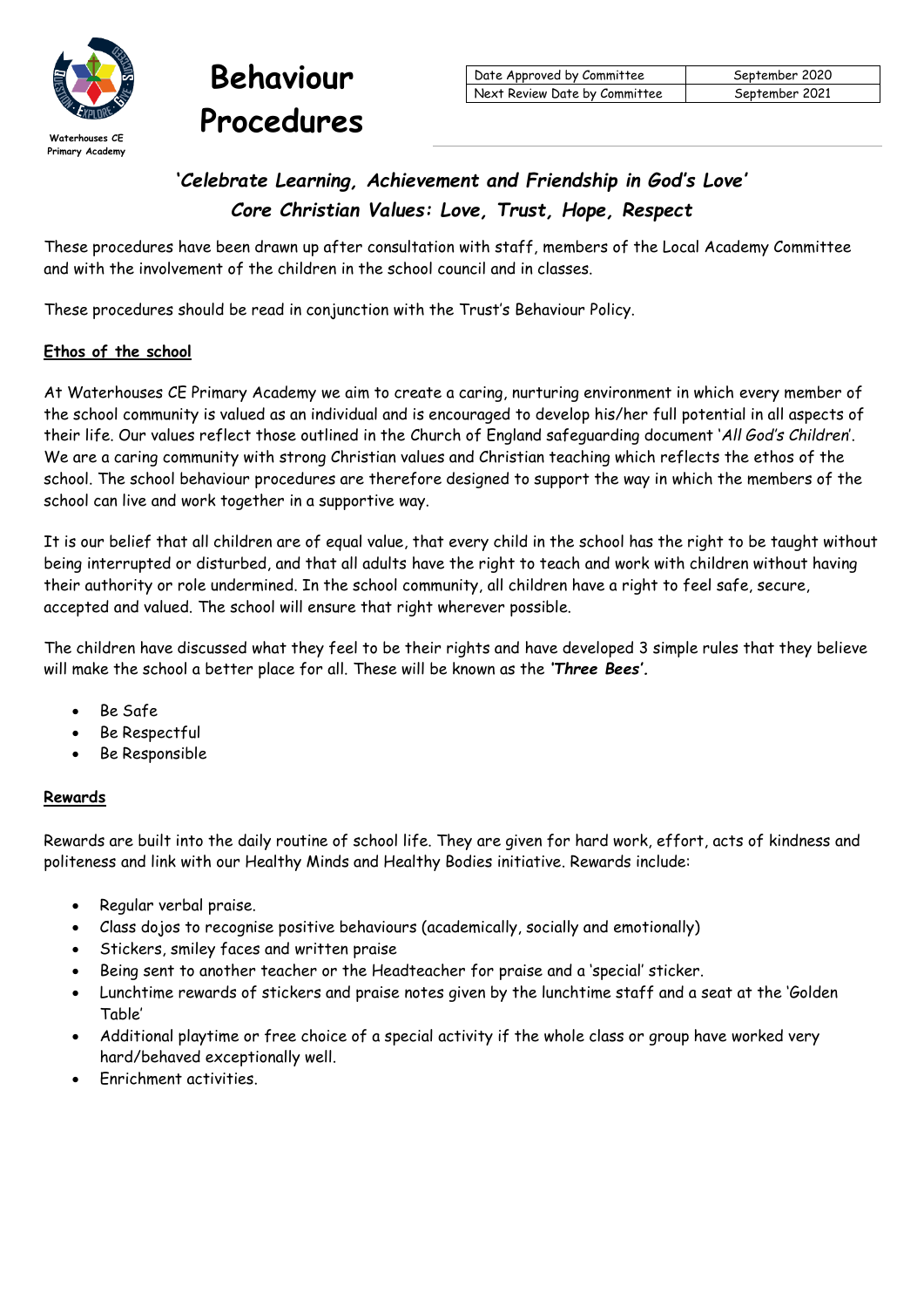Waterhouses CE Primary Academy

# Behaviour Procedures

| Date Approved by Committee | September 2020 |
| --- | --- |
| Next Review Date by Committee | September 2021 |

***'Celebrate Learning, Achievement and Friendship in God's Love'***
***Core Christian Values: Love, Trust, Hope, Respect***

These procedures have been drawn up after consultation with staff, members of the Local Academy Committee and with the involvement of the children in the school council and in classes.

These procedures should be read in conjunction with the Trust's Behaviour Policy.

## Ethos of the school

At Waterhouses CE Primary Academy we aim to create a caring, nurturing environment in which every member of the school community is valued as an individual and is encouraged to develop his/her full potential in all aspects of their life. Our values reflect those outlined in the Church of England safeguarding document '*All God's Children*'. We are a caring community with strong Christian values and Christian teaching which reflects the ethos of the school. The school behaviour procedures are therefore designed to support the way in which the members of the school can live and work together in a supportive way.

It is our belief that all children are of equal value, that every child in the school has the right to be taught without being interrupted or disturbed, and that all adults have the right to teach and work with children without having their authority or role undermined. In the school community, all children have a right to feel safe, secure, accepted and valued. The school will ensure that right wherever possible.

The children have discussed what they feel to be their rights and have developed 3 simple rules that they believe will make the school a better place for all. These will be known as the ***'Three Bees'.***

- Be Safe
- Be Respectful
- Be Responsible

## Rewards

Rewards are built into the daily routine of school life. They are given for hard work, effort, acts of kindness and politeness and link with our Healthy Minds and Healthy Bodies initiative. Rewards include:

- Regular verbal praise.
- Class dojos to recognise positive behaviours (academically, socially and emotionally)
- Stickers, smiley faces and written praise
- Being sent to another teacher or the Headteacher for praise and a 'special' sticker.
- Lunchtime rewards of stickers and praise notes given by the lunchtime staff and a seat at the 'Golden Table'
- Additional playtime or free choice of a special activity if the whole class or group have worked very hard/behaved exceptionally well.
- Enrichment activities.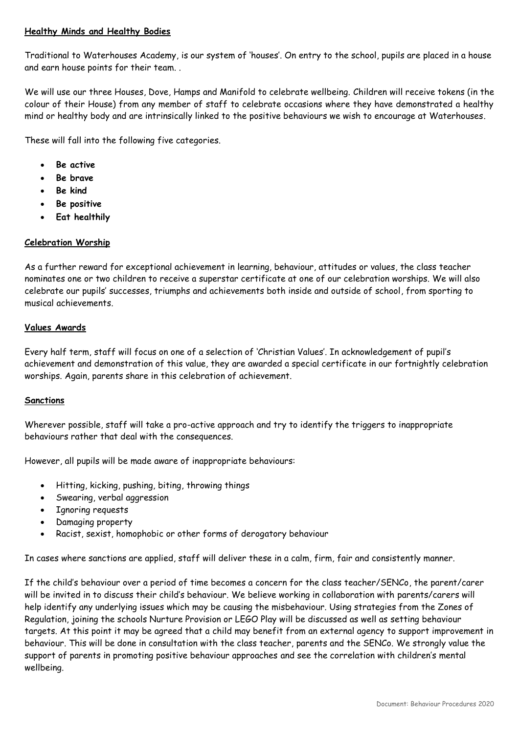**Healthy Minds and Healthy Bodies**

Traditional to Waterhouses Academy, is our system of 'houses'. On entry to the school, pupils are placed in a house and earn house points for their team. .

We will use our three Houses, Dove, Hamps and Manifold to celebrate wellbeing. Children will receive tokens (in the colour of their House) from any member of staff to celebrate occasions where they have demonstrated a healthy mind or healthy body and are intrinsically linked to the positive behaviours we wish to encourage at Waterhouses.

These will fall into the following five categories.

- **Be active**
- **Be brave**
- **Be kind**
- **Be positive**
- **Eat healthily**

**Celebration Worship**

As a further reward for exceptional achievement in learning, behaviour, attitudes or values, the class teacher nominates one or two children to receive a superstar certificate at one of our celebration worships. We will also celebrate our pupils' successes, triumphs and achievements both inside and outside of school, from sporting to musical achievements.

**Values Awards**

Every half term, staff will focus on one of a selection of 'Christian Values'. In acknowledgement of pupil's achievement and demonstration of this value, they are awarded a special certificate in our fortnightly celebration worships. Again, parents share in this celebration of achievement.

**Sanctions**

Wherever possible, staff will take a pro-active approach and try to identify the triggers to inappropriate behaviours rather that deal with the consequences.

However, all pupils will be made aware of inappropriate behaviours:

- Hitting, kicking, pushing, biting, throwing things
- Swearing, verbal aggression
- Ignoring requests
- Damaging property
- Racist, sexist, homophobic or other forms of derogatory behaviour

In cases where sanctions are applied, staff will deliver these in a calm, firm, fair and consistently manner.

If the child's behaviour over a period of time becomes a concern for the class teacher/SENCo, the parent/carer will be invited in to discuss their child's behaviour. We believe working in collaboration with parents/carers will help identify any underlying issues which may be causing the misbehaviour. Using strategies from the Zones of Regulation, joining the schools Nurture Provision or LEGO Play will be discussed as well as setting behaviour targets. At this point it may be agreed that a child may benefit from an external agency to support improvement in behaviour. This will be done in consultation with the class teacher, parents and the SENCo. We strongly value the support of parents in promoting positive behaviour approaches and see the correlation with children's mental wellbeing.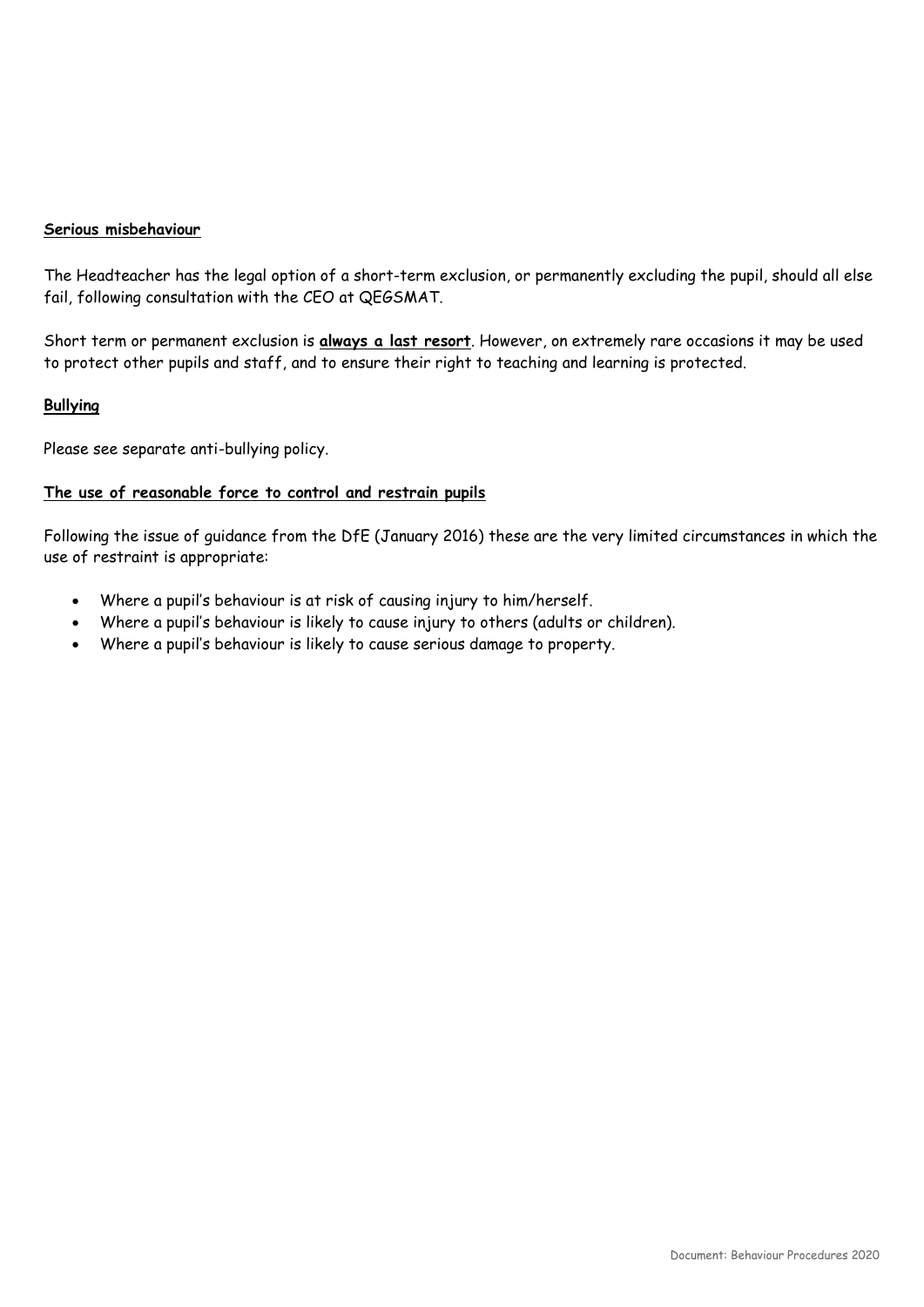**Serious misbehaviour**

The Headteacher has the legal option of a short-term exclusion, or permanently excluding the pupil, should all else fail, following consultation with the CEO at QEGSMAT.

Short term or permanent exclusion is **always a last resort**. However, on extremely rare occasions it may be used to protect other pupils and staff, and to ensure their right to teaching and learning is protected.

**Bullying**

Please see separate anti-bullying policy.

**The use of reasonable force to control and restrain pupils**

Following the issue of guidance from the DfE (January 2016) these are the very limited circumstances in which the use of restraint is appropriate:

- Where a pupil's behaviour is at risk of causing injury to him/herself.
- Where a pupil's behaviour is likely to cause injury to others (adults or children).
- Where a pupil's behaviour is likely to cause serious damage to property.